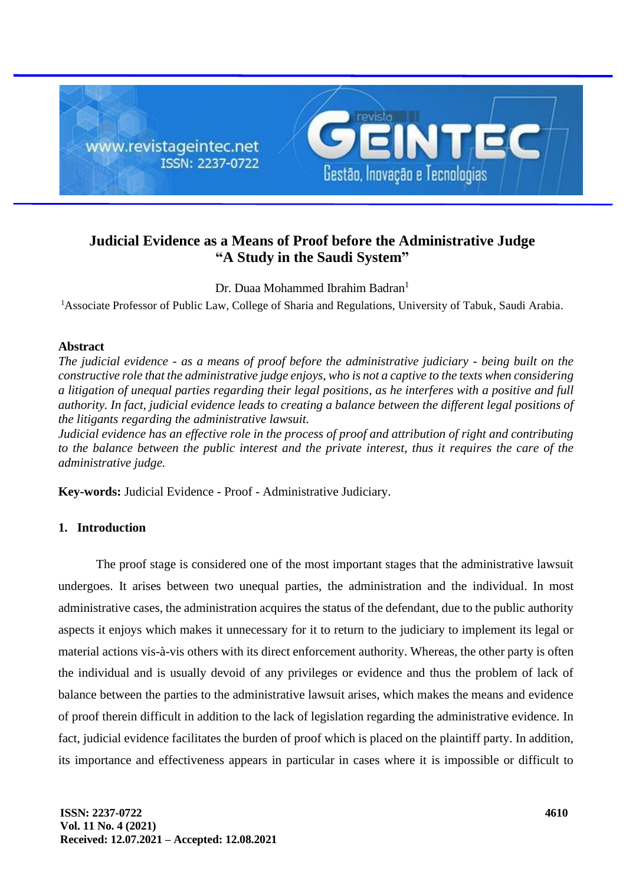# Judicial Evidence as a Means of Proof before the Administrative Judge "A Study in the Saudi System"

Dr. Duaa Mohammed Ibrahim Badran[1]

[1]Associate Professor of Public Law, College of Sharia and Regulations, University of Tabuk, Saudi Arabia.

## Abstract

*The judicial evidence - as a means of proof before the administrative judiciary - being built on the constructive role that the administrative judge enjoys, who is not a captive to the texts when considering a litigation of unequal parties regarding their legal positions, as he interferes with a positive and full authority. In fact, judicial evidence leads to creating a balance between the different legal positions of the litigants regarding the administrative lawsuit.*

*Judicial evidence has an effective role in the process of proof and attribution of right and contributing to the balance between the public interest and the private interest, thus it requires the care of the administrative judge.*

**Key-words:** Judicial Evidence - Proof - Administrative Judiciary.

## 1. Introduction

The proof stage is considered one of the most important stages that the administrative lawsuit undergoes. It arises between two unequal parties, the administration and the individual. In most administrative cases, the administration acquires the status of the defendant, due to the public authority aspects it enjoys which makes it unnecessary for it to return to the judiciary to implement its legal or material actions vis-à-vis others with its direct enforcement authority. Whereas, the other party is often the individual and is usually devoid of any privileges or evidence and thus the problem of lack of balance between the parties to the administrative lawsuit arises, which makes the means and evidence of proof therein difficult in addition to the lack of legislation regarding the administrative evidence. In fact, judicial evidence facilitates the burden of proof which is placed on the plaintiff party. In addition, its importance and effectiveness appears in particular in cases where it is impossible or difficult to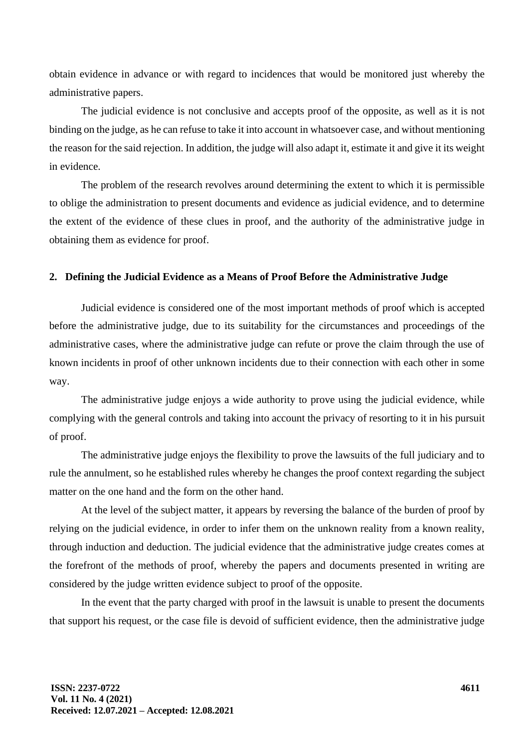obtain evidence in advance or with regard to incidences that would be monitored just whereby the administrative papers.

The judicial evidence is not conclusive and accepts proof of the opposite, as well as it is not binding on the judge, as he can refuse to take it into account in whatsoever case, and without mentioning the reason for the said rejection. In addition, the judge will also adapt it, estimate it and give it its weight in evidence.

The problem of the research revolves around determining the extent to which it is permissible to oblige the administration to present documents and evidence as judicial evidence, and to determine the extent of the evidence of these clues in proof, and the authority of the administrative judge in obtaining them as evidence for proof.

## 2. Defining the Judicial Evidence as a Means of Proof Before the Administrative Judge

Judicial evidence is considered one of the most important methods of proof which is accepted before the administrative judge, due to its suitability for the circumstances and proceedings of the administrative cases, where the administrative judge can refute or prove the claim through the use of known incidents in proof of other unknown incidents due to their connection with each other in some way.

The administrative judge enjoys a wide authority to prove using the judicial evidence, while complying with the general controls and taking into account the privacy of resorting to it in his pursuit of proof.

The administrative judge enjoys the flexibility to prove the lawsuits of the full judiciary and to rule the annulment, so he established rules whereby he changes the proof context regarding the subject matter on the one hand and the form on the other hand.

At the level of the subject matter, it appears by reversing the balance of the burden of proof by relying on the judicial evidence, in order to infer them on the unknown reality from a known reality, through induction and deduction. The judicial evidence that the administrative judge creates comes at the forefront of the methods of proof, whereby the papers and documents presented in writing are considered by the judge written evidence subject to proof of the opposite.

In the event that the party charged with proof in the lawsuit is unable to present the documents that support his request, or the case file is devoid of sufficient evidence, then the administrative judge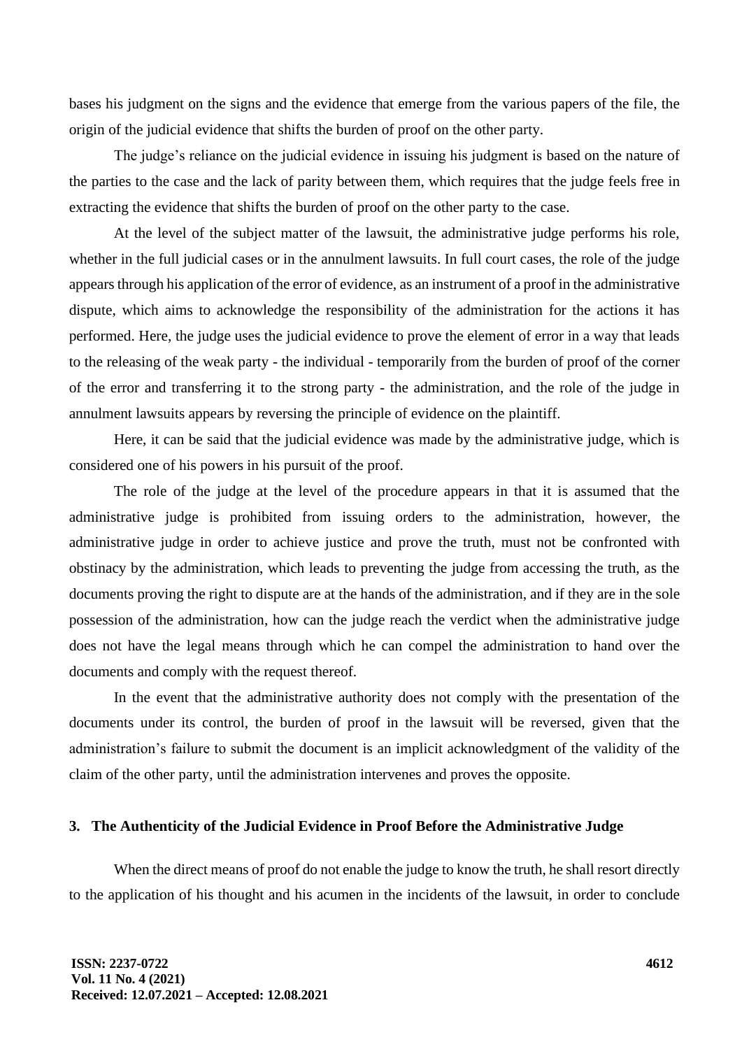bases his judgment on the signs and the evidence that emerge from the various papers of the file, the origin of the judicial evidence that shifts the burden of proof on the other party.

The judge's reliance on the judicial evidence in issuing his judgment is based on the nature of the parties to the case and the lack of parity between them, which requires that the judge feels free in extracting the evidence that shifts the burden of proof on the other party to the case.

At the level of the subject matter of the lawsuit, the administrative judge performs his role, whether in the full judicial cases or in the annulment lawsuits. In full court cases, the role of the judge appears through his application of the error of evidence, as an instrument of a proof in the administrative dispute, which aims to acknowledge the responsibility of the administration for the actions it has performed. Here, the judge uses the judicial evidence to prove the element of error in a way that leads to the releasing of the weak party - the individual - temporarily from the burden of proof of the corner of the error and transferring it to the strong party - the administration, and the role of the judge in annulment lawsuits appears by reversing the principle of evidence on the plaintiff.

Here, it can be said that the judicial evidence was made by the administrative judge, which is considered one of his powers in his pursuit of the proof.

The role of the judge at the level of the procedure appears in that it is assumed that the administrative judge is prohibited from issuing orders to the administration, however, the administrative judge in order to achieve justice and prove the truth, must not be confronted with obstinacy by the administration, which leads to preventing the judge from accessing the truth, as the documents proving the right to dispute are at the hands of the administration, and if they are in the sole possession of the administration, how can the judge reach the verdict when the administrative judge does not have the legal means through which he can compel the administration to hand over the documents and comply with the request thereof.

In the event that the administrative authority does not comply with the presentation of the documents under its control, the burden of proof in the lawsuit will be reversed, given that the administration's failure to submit the document is an implicit acknowledgment of the validity of the claim of the other party, until the administration intervenes and proves the opposite.

### 3. The Authenticity of the Judicial Evidence in Proof Before the Administrative Judge

When the direct means of proof do not enable the judge to know the truth, he shall resort directly to the application of his thought and his acumen in the incidents of the lawsuit, in order to conclude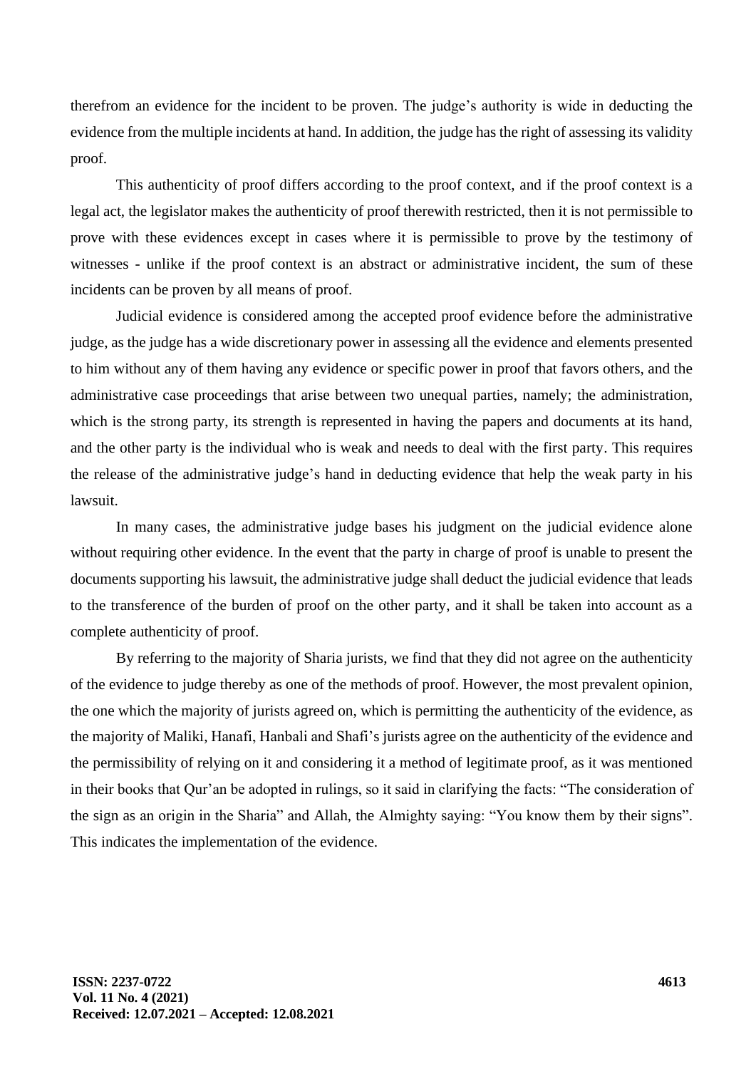therefrom an evidence for the incident to be proven. The judge's authority is wide in deducting the evidence from the multiple incidents at hand. In addition, the judge has the right of assessing its validity proof.

This authenticity of proof differs according to the proof context, and if the proof context is a legal act, the legislator makes the authenticity of proof therewith restricted, then it is not permissible to prove with these evidences except in cases where it is permissible to prove by the testimony of witnesses - unlike if the proof context is an abstract or administrative incident, the sum of these incidents can be proven by all means of proof.

Judicial evidence is considered among the accepted proof evidence before the administrative judge, as the judge has a wide discretionary power in assessing all the evidence and elements presented to him without any of them having any evidence or specific power in proof that favors others, and the administrative case proceedings that arise between two unequal parties, namely; the administration, which is the strong party, its strength is represented in having the papers and documents at its hand, and the other party is the individual who is weak and needs to deal with the first party. This requires the release of the administrative judge's hand in deducting evidence that help the weak party in his lawsuit.

In many cases, the administrative judge bases his judgment on the judicial evidence alone without requiring other evidence. In the event that the party in charge of proof is unable to present the documents supporting his lawsuit, the administrative judge shall deduct the judicial evidence that leads to the transference of the burden of proof on the other party, and it shall be taken into account as a complete authenticity of proof.

By referring to the majority of Sharia jurists, we find that they did not agree on the authenticity of the evidence to judge thereby as one of the methods of proof. However, the most prevalent opinion, the one which the majority of jurists agreed on, which is permitting the authenticity of the evidence, as the majority of Maliki, Hanafi, Hanbali and Shafi's jurists agree on the authenticity of the evidence and the permissibility of relying on it and considering it a method of legitimate proof, as it was mentioned in their books that Qur'an be adopted in rulings, so it said in clarifying the facts: "The consideration of the sign as an origin in the Sharia" and Allah, the Almighty saying: "You know them by their signs". This indicates the implementation of the evidence.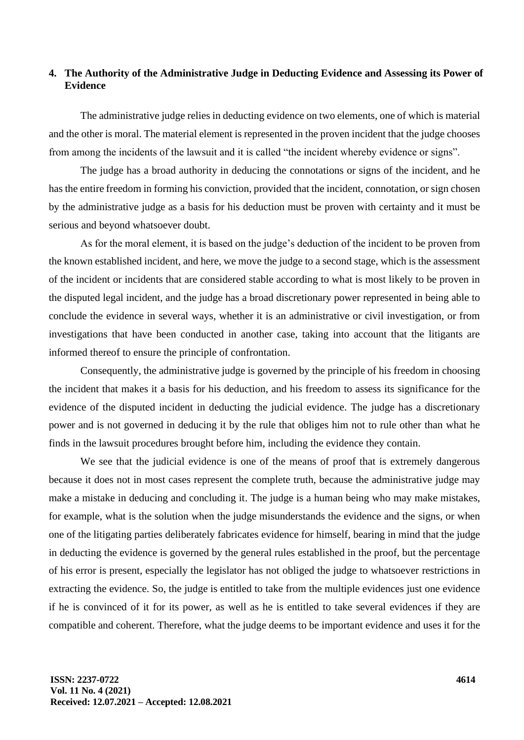## 4. The Authority of the Administrative Judge in Deducting Evidence and Assessing its Power of Evidence

The administrative judge relies in deducting evidence on two elements, one of which is material and the other is moral. The material element is represented in the proven incident that the judge chooses from among the incidents of the lawsuit and it is called "the incident whereby evidence or signs".

The judge has a broad authority in deducing the connotations or signs of the incident, and he has the entire freedom in forming his conviction, provided that the incident, connotation, or sign chosen by the administrative judge as a basis for his deduction must be proven with certainty and it must be serious and beyond whatsoever doubt.

As for the moral element, it is based on the judge's deduction of the incident to be proven from the known established incident, and here, we move the judge to a second stage, which is the assessment of the incident or incidents that are considered stable according to what is most likely to be proven in the disputed legal incident, and the judge has a broad discretionary power represented in being able to conclude the evidence in several ways, whether it is an administrative or civil investigation, or from investigations that have been conducted in another case, taking into account that the litigants are informed thereof to ensure the principle of confrontation.

Consequently, the administrative judge is governed by the principle of his freedom in choosing the incident that makes it a basis for his deduction, and his freedom to assess its significance for the evidence of the disputed incident in deducting the judicial evidence. The judge has a discretionary power and is not governed in deducing it by the rule that obliges him not to rule other than what he finds in the lawsuit procedures brought before him, including the evidence they contain.

We see that the judicial evidence is one of the means of proof that is extremely dangerous because it does not in most cases represent the complete truth, because the administrative judge may make a mistake in deducing and concluding it. The judge is a human being who may make mistakes, for example, what is the solution when the judge misunderstands the evidence and the signs, or when one of the litigating parties deliberately fabricates evidence for himself, bearing in mind that the judge in deducting the evidence is governed by the general rules established in the proof, but the percentage of his error is present, especially the legislator has not obliged the judge to whatsoever restrictions in extracting the evidence. So, the judge is entitled to take from the multiple evidences just one evidence if he is convinced of it for its power, as well as he is entitled to take several evidences if they are compatible and coherent. Therefore, what the judge deems to be important evidence and uses it for the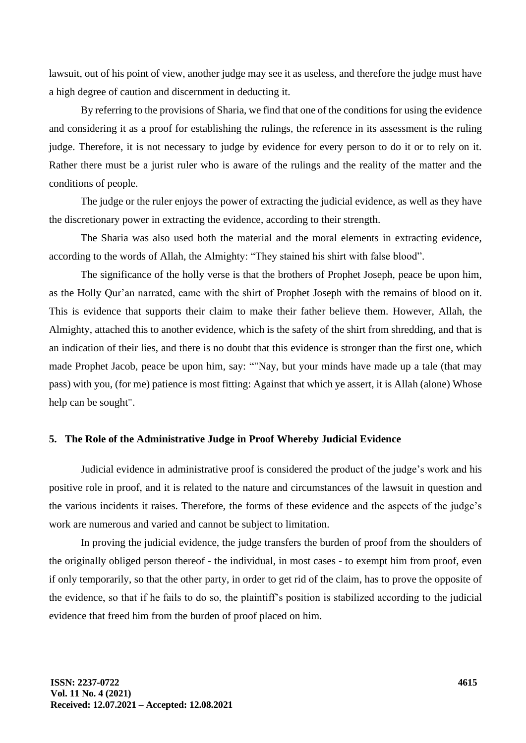lawsuit, out of his point of view, another judge may see it as useless, and therefore the judge must have a high degree of caution and discernment in deducting it.

By referring to the provisions of Sharia, we find that one of the conditions for using the evidence and considering it as a proof for establishing the rulings, the reference in its assessment is the ruling judge. Therefore, it is not necessary to judge by evidence for every person to do it or to rely on it. Rather there must be a jurist ruler who is aware of the rulings and the reality of the matter and the conditions of people.

The judge or the ruler enjoys the power of extracting the judicial evidence, as well as they have the discretionary power in extracting the evidence, according to their strength.

The Sharia was also used both the material and the moral elements in extracting evidence, according to the words of Allah, the Almighty: "They stained his shirt with false blood".

The significance of the holly verse is that the brothers of Prophet Joseph, peace be upon him, as the Holly Qur'an narrated, came with the shirt of Prophet Joseph with the remains of blood on it. This is evidence that supports their claim to make their father believe them. However, Allah, the Almighty, attached this to another evidence, which is the safety of the shirt from shredding, and that is an indication of their lies, and there is no doubt that this evidence is stronger than the first one, which made Prophet Jacob, peace be upon him, say: ""Nay, but your minds have made up a tale (that may pass) with you, (for me) patience is most fitting: Against that which ye assert, it is Allah (alone) Whose help can be sought".

## 5. The Role of the Administrative Judge in Proof Whereby Judicial Evidence

Judicial evidence in administrative proof is considered the product of the judge's work and his positive role in proof, and it is related to the nature and circumstances of the lawsuit in question and the various incidents it raises. Therefore, the forms of these evidence and the aspects of the judge's work are numerous and varied and cannot be subject to limitation.

In proving the judicial evidence, the judge transfers the burden of proof from the shoulders of the originally obliged person thereof - the individual, in most cases - to exempt him from proof, even if only temporarily, so that the other party, in order to get rid of the claim, has to prove the opposite of the evidence, so that if he fails to do so, the plaintiff's position is stabilized according to the judicial evidence that freed him from the burden of proof placed on him.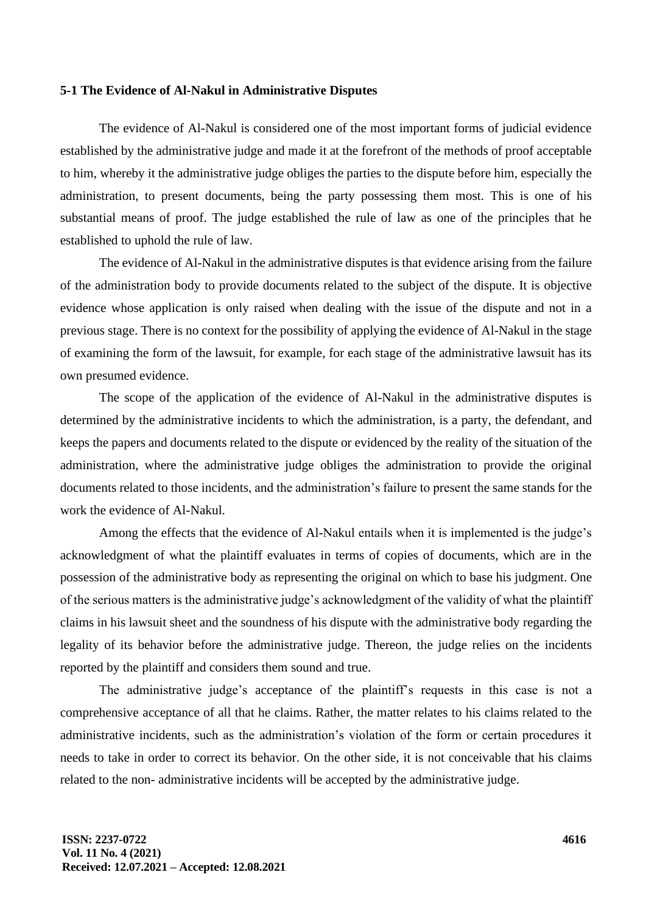### 5-1 The Evidence of Al-Nakul in Administrative Disputes

The evidence of Al-Nakul is considered one of the most important forms of judicial evidence established by the administrative judge and made it at the forefront of the methods of proof acceptable to him, whereby it the administrative judge obliges the parties to the dispute before him, especially the administration, to present documents, being the party possessing them most. This is one of his substantial means of proof. The judge established the rule of law as one of the principles that he established to uphold the rule of law.

The evidence of Al-Nakul in the administrative disputes is that evidence arising from the failure of the administration body to provide documents related to the subject of the dispute. It is objective evidence whose application is only raised when dealing with the issue of the dispute and not in a previous stage. There is no context for the possibility of applying the evidence of Al-Nakul in the stage of examining the form of the lawsuit, for example, for each stage of the administrative lawsuit has its own presumed evidence.

The scope of the application of the evidence of Al-Nakul in the administrative disputes is determined by the administrative incidents to which the administration, is a party, the defendant, and keeps the papers and documents related to the dispute or evidenced by the reality of the situation of the administration, where the administrative judge obliges the administration to provide the original documents related to those incidents, and the administration's failure to present the same stands for the work the evidence of Al-Nakul.

Among the effects that the evidence of Al-Nakul entails when it is implemented is the judge's acknowledgment of what the plaintiff evaluates in terms of copies of documents, which are in the possession of the administrative body as representing the original on which to base his judgment. One of the serious matters is the administrative judge's acknowledgment of the validity of what the plaintiff claims in his lawsuit sheet and the soundness of his dispute with the administrative body regarding the legality of its behavior before the administrative judge. Thereon, the judge relies on the incidents reported by the plaintiff and considers them sound and true.

The administrative judge's acceptance of the plaintiff's requests in this case is not a comprehensive acceptance of all that he claims. Rather, the matter relates to his claims related to the administrative incidents, such as the administration's violation of the form or certain procedures it needs to take in order to correct its behavior. On the other side, it is not conceivable that his claims related to the non- administrative incidents will be accepted by the administrative judge.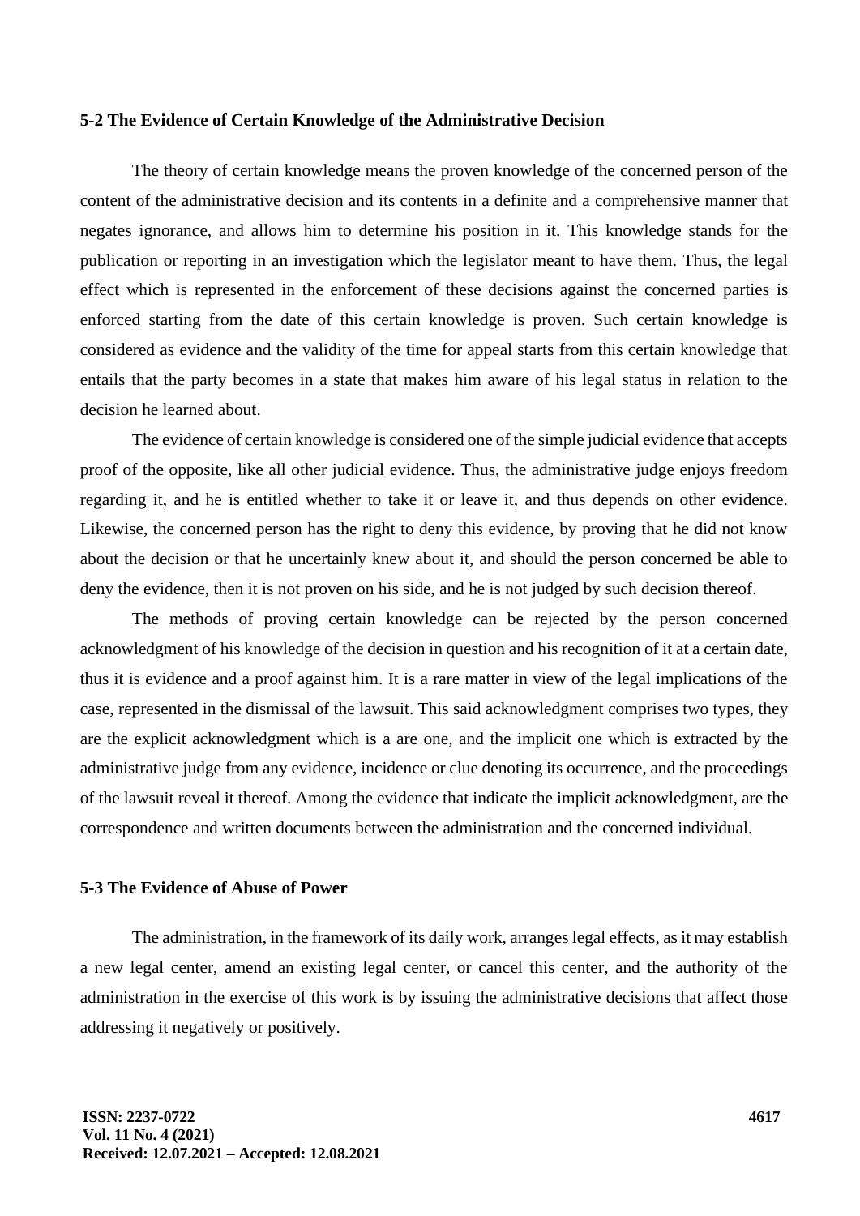### 5-2 The Evidence of Certain Knowledge of the Administrative Decision

The theory of certain knowledge means the proven knowledge of the concerned person of the content of the administrative decision and its contents in a definite and a comprehensive manner that negates ignorance, and allows him to determine his position in it. This knowledge stands for the publication or reporting in an investigation which the legislator meant to have them. Thus, the legal effect which is represented in the enforcement of these decisions against the concerned parties is enforced starting from the date of this certain knowledge is proven. Such certain knowledge is considered as evidence and the validity of the time for appeal starts from this certain knowledge that entails that the party becomes in a state that makes him aware of his legal status in relation to the decision he learned about.

The evidence of certain knowledge is considered one of the simple judicial evidence that accepts proof of the opposite, like all other judicial evidence. Thus, the administrative judge enjoys freedom regarding it, and he is entitled whether to take it or leave it, and thus depends on other evidence. Likewise, the concerned person has the right to deny this evidence, by proving that he did not know about the decision or that he uncertainly knew about it, and should the person concerned be able to deny the evidence, then it is not proven on his side, and he is not judged by such decision thereof.

The methods of proving certain knowledge can be rejected by the person concerned acknowledgment of his knowledge of the decision in question and his recognition of it at a certain date, thus it is evidence and a proof against him. It is a rare matter in view of the legal implications of the case, represented in the dismissal of the lawsuit. This said acknowledgment comprises two types, they are the explicit acknowledgment which is a are one, and the implicit one which is extracted by the administrative judge from any evidence, incidence or clue denoting its occurrence, and the proceedings of the lawsuit reveal it thereof. Among the evidence that indicate the implicit acknowledgment, are the correspondence and written documents between the administration and the concerned individual.

### 5-3 The Evidence of Abuse of Power

The administration, in the framework of its daily work, arranges legal effects, as it may establish a new legal center, amend an existing legal center, or cancel this center, and the authority of the administration in the exercise of this work is by issuing the administrative decisions that affect those addressing it negatively or positively.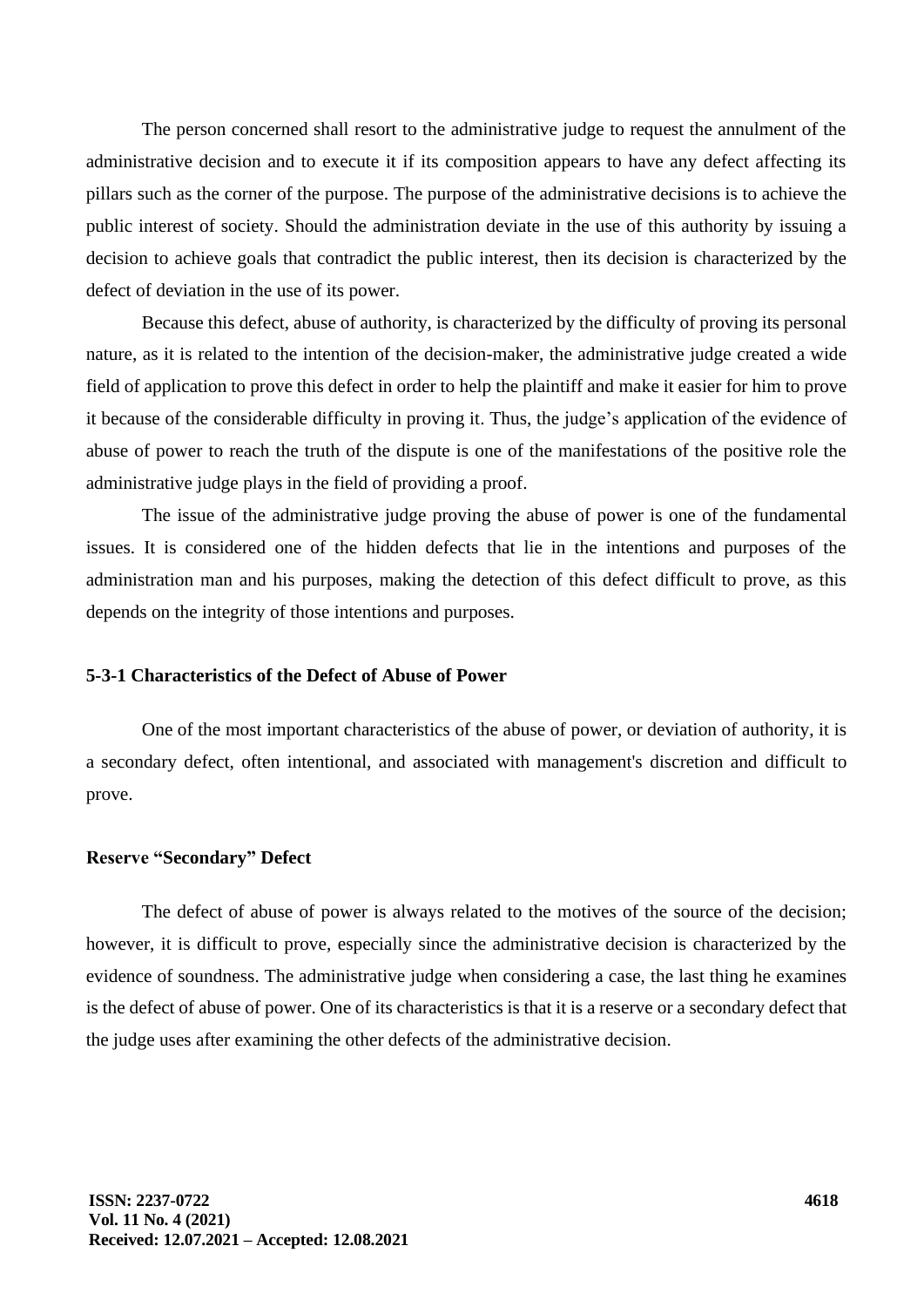The person concerned shall resort to the administrative judge to request the annulment of the administrative decision and to execute it if its composition appears to have any defect affecting its pillars such as the corner of the purpose. The purpose of the administrative decisions is to achieve the public interest of society. Should the administration deviate in the use of this authority by issuing a decision to achieve goals that contradict the public interest, then its decision is characterized by the defect of deviation in the use of its power.

Because this defect, abuse of authority, is characterized by the difficulty of proving its personal nature, as it is related to the intention of the decision-maker, the administrative judge created a wide field of application to prove this defect in order to help the plaintiff and make it easier for him to prove it because of the considerable difficulty in proving it. Thus, the judge's application of the evidence of abuse of power to reach the truth of the dispute is one of the manifestations of the positive role the administrative judge plays in the field of providing a proof.

The issue of the administrative judge proving the abuse of power is one of the fundamental issues. It is considered one of the hidden defects that lie in the intentions and purposes of the administration man and his purposes, making the detection of this defect difficult to prove, as this depends on the integrity of those intentions and purposes.

### 5-3-1 Characteristics of the Defect of Abuse of Power

One of the most important characteristics of the abuse of power, or deviation of authority, it is a secondary defect, often intentional, and associated with management's discretion and difficult to prove.

#### Reserve "Secondary" Defect

The defect of abuse of power is always related to the motives of the source of the decision; however, it is difficult to prove, especially since the administrative decision is characterized by the evidence of soundness. The administrative judge when considering a case, the last thing he examines is the defect of abuse of power. One of its characteristics is that it is a reserve or a secondary defect that the judge uses after examining the other defects of the administrative decision.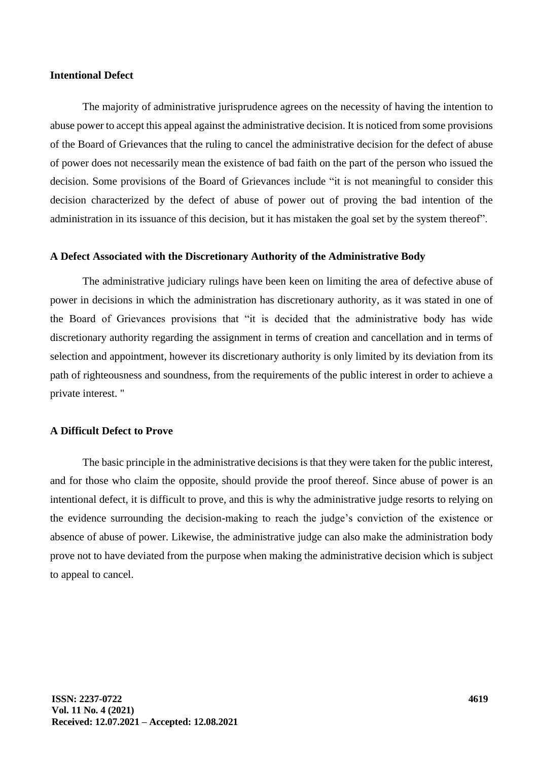### Intentional Defect

The majority of administrative jurisprudence agrees on the necessity of having the intention to abuse power to accept this appeal against the administrative decision. It is noticed from some provisions of the Board of Grievances that the ruling to cancel the administrative decision for the defect of abuse of power does not necessarily mean the existence of bad faith on the part of the person who issued the decision. Some provisions of the Board of Grievances include "it is not meaningful to consider this decision characterized by the defect of abuse of power out of proving the bad intention of the administration in its issuance of this decision, but it has mistaken the goal set by the system thereof".

### A Defect Associated with the Discretionary Authority of the Administrative Body

The administrative judiciary rulings have been keen on limiting the area of defective abuse of power in decisions in which the administration has discretionary authority, as it was stated in one of the Board of Grievances provisions that "it is decided that the administrative body has wide discretionary authority regarding the assignment in terms of creation and cancellation and in terms of selection and appointment, however its discretionary authority is only limited by its deviation from its path of righteousness and soundness, from the requirements of the public interest in order to achieve a private interest. "

### A Difficult Defect to Prove

The basic principle in the administrative decisions is that they were taken for the public interest, and for those who claim the opposite, should provide the proof thereof. Since abuse of power is an intentional defect, it is difficult to prove, and this is why the administrative judge resorts to relying on the evidence surrounding the decision-making to reach the judge's conviction of the existence or absence of abuse of power. Likewise, the administrative judge can also make the administration body prove not to have deviated from the purpose when making the administrative decision which is subject to appeal to cancel.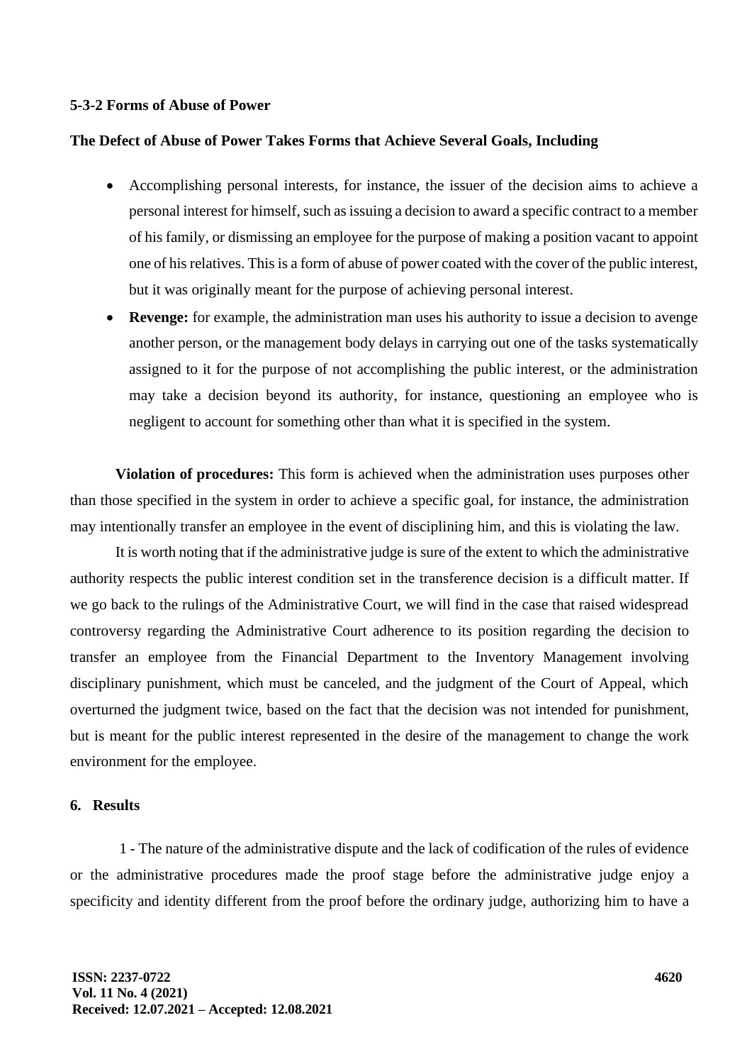**5-3-2 Forms of Abuse of Power**

**The Defect of Abuse of Power Takes Forms that Achieve Several Goals, Including**

- Accomplishing personal interests, for instance, the issuer of the decision aims to achieve a personal interest for himself, such as issuing a decision to award a specific contract to a member of his family, or dismissing an employee for the purpose of making a position vacant to appoint one of his relatives. This is a form of abuse of power coated with the cover of the public interest, but it was originally meant for the purpose of achieving personal interest.
- **Revenge:** for example, the administration man uses his authority to issue a decision to avenge another person, or the management body delays in carrying out one of the tasks systematically assigned to it for the purpose of not accomplishing the public interest, or the administration may take a decision beyond its authority, for instance, questioning an employee who is negligent to account for something other than what it is specified in the system.

**Violation of procedures:** This form is achieved when the administration uses purposes other than those specified in the system in order to achieve a specific goal, for instance, the administration may intentionally transfer an employee in the event of disciplining him, and this is violating the law.

It is worth noting that if the administrative judge is sure of the extent to which the administrative authority respects the public interest condition set in the transference decision is a difficult matter. If we go back to the rulings of the Administrative Court, we will find in the case that raised widespread controversy regarding the Administrative Court adherence to its position regarding the decision to transfer an employee from the Financial Department to the Inventory Management involving disciplinary punishment, which must be canceled, and the judgment of the Court of Appeal, which overturned the judgment twice, based on the fact that the decision was not intended for punishment, but is meant for the public interest represented in the desire of the management to change the work environment for the employee.

## 6. Results

1 - The nature of the administrative dispute and the lack of codification of the rules of evidence or the administrative procedures made the proof stage before the administrative judge enjoy a specificity and identity different from the proof before the ordinary judge, authorizing him to have a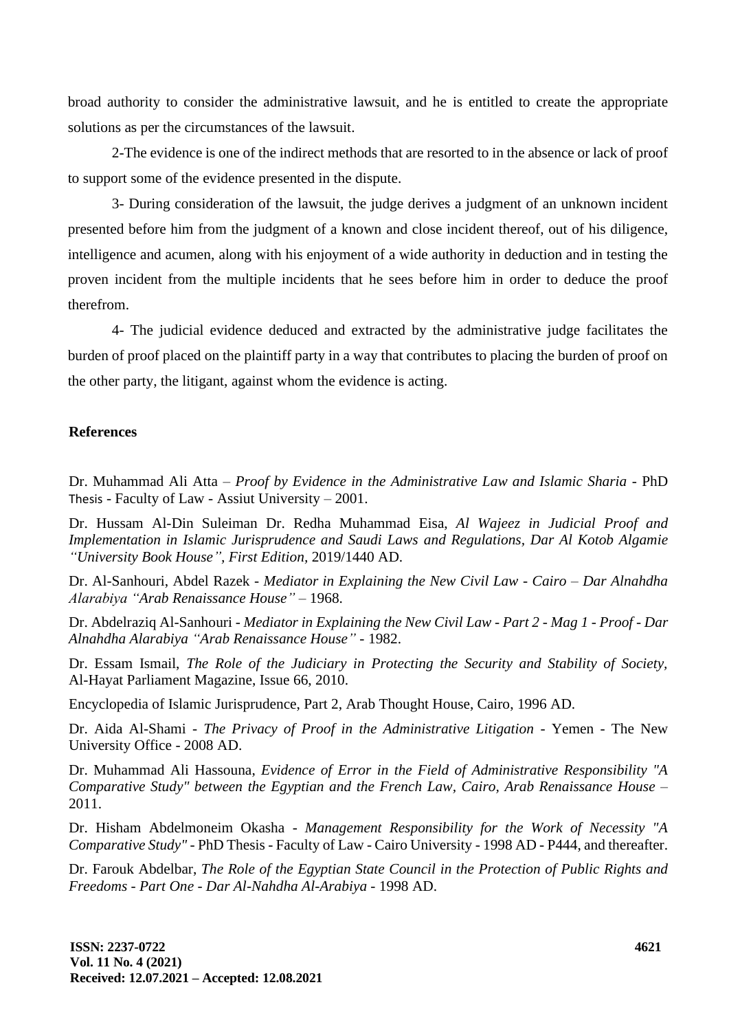broad authority to consider the administrative lawsuit, and he is entitled to create the appropriate solutions as per the circumstances of the lawsuit.

2-The evidence is one of the indirect methods that are resorted to in the absence or lack of proof to support some of the evidence presented in the dispute.

3- During consideration of the lawsuit, the judge derives a judgment of an unknown incident presented before him from the judgment of a known and close incident thereof, out of his diligence, intelligence and acumen, along with his enjoyment of a wide authority in deduction and in testing the proven incident from the multiple incidents that he sees before him in order to deduce the proof therefrom.

4- The judicial evidence deduced and extracted by the administrative judge facilitates the burden of proof placed on the plaintiff party in a way that contributes to placing the burden of proof on the other party, the litigant, against whom the evidence is acting.

## References

Dr. Muhammad Ali Atta – *Proof by Evidence in the Administrative Law and Islamic Sharia* - PhD Thesis - Faculty of Law - Assiut University – 2001.

Dr. Hussam Al-Din Suleiman Dr. Redha Muhammad Eisa, *Al Wajeez in Judicial Proof and Implementation in Islamic Jurisprudence and Saudi Laws and Regulations, Dar Al Kotob Algamie "University Book House", First Edition,* 2019/1440 AD.

Dr. Al-Sanhouri, Abdel Razek - *Mediator in Explaining the New Civil Law - Cairo – Dar Alnahdha Alarabiya "Arab Renaissance House"* – 1968.

Dr. Abdelraziq Al-Sanhouri - *Mediator in Explaining the New Civil Law - Part 2 - Mag 1 - Proof - Dar Alnahdha Alarabiya "Arab Renaissance House"* - 1982.

Dr. Essam Ismail, *The Role of the Judiciary in Protecting the Security and Stability of Society,* Al-Hayat Parliament Magazine, Issue 66, 2010.

Encyclopedia of Islamic Jurisprudence, Part 2, Arab Thought House, Cairo, 1996 AD.

Dr. Aida Al-Shami - *The Privacy of Proof in the Administrative Litigation* - Yemen - The New University Office - 2008 AD.

Dr. Muhammad Ali Hassouna, *Evidence of Error in the Field of Administrative Responsibility "A Comparative Study" between the Egyptian and the French Law, Cairo, Arab Renaissance House* – 2011.

Dr. Hisham Abdelmoneim Okasha - *Management Responsibility for the Work of Necessity "A Comparative Study"* - PhD Thesis - Faculty of Law - Cairo University - 1998 AD - P444, and thereafter.

Dr. Farouk Abdelbar, *The Role of the Egyptian State Council in the Protection of Public Rights and Freedoms - Part One - Dar Al-Nahdha Al-Arabiya* - 1998 AD.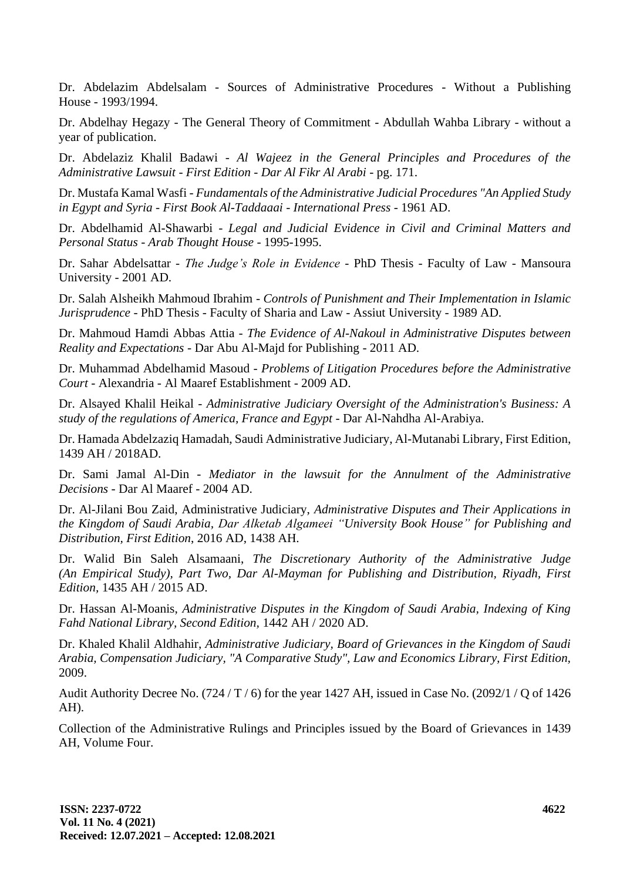Dr. Abdelazim Abdelsalam - Sources of Administrative Procedures - Without a Publishing House - 1993/1994.

Dr. Abdelhay Hegazy - The General Theory of Commitment - Abdullah Wahba Library - without a year of publication.

Dr. Abdelaziz Khalil Badawi - *Al Wajeez in the General Principles and Procedures of the Administrative Lawsuit - First Edition - Dar Al Fikr Al Arabi* - pg. 171.

Dr. Mustafa Kamal Wasfi - *Fundamentals of the Administrative Judicial Procedures "An Applied Study in Egypt and Syria - First Book Al-Taddaaai - International Press* - 1961 AD.

Dr. Abdelhamid Al-Shawarbi - *Legal and Judicial Evidence in Civil and Criminal Matters and Personal Status - Arab Thought House* - 1995-1995.

Dr. Sahar Abdelsattar - *The Judge's Role in Evidence* - PhD Thesis - Faculty of Law - Mansoura University - 2001 AD.

Dr. Salah Alsheikh Mahmoud Ibrahim - *Controls of Punishment and Their Implementation in Islamic Jurisprudence* - PhD Thesis - Faculty of Sharia and Law - Assiut University - 1989 AD.

Dr. Mahmoud Hamdi Abbas Attia - *The Evidence of Al-Nakoul in Administrative Disputes between Reality and Expectations* - Dar Abu Al-Majd for Publishing - 2011 AD.

Dr. Muhammad Abdelhamid Masoud - *Problems of Litigation Procedures before the Administrative Court* - Alexandria - Al Maaref Establishment - 2009 AD.

Dr. Alsayed Khalil Heikal - *Administrative Judiciary Oversight of the Administration's Business: A study of the regulations of America, France and Egypt* - Dar Al-Nahdha Al-Arabiya.

Dr. Hamada Abdelzaziq Hamadah, Saudi Administrative Judiciary, Al-Mutanabi Library, First Edition, 1439 AH / 2018AD.

Dr. Sami Jamal Al-Din - *Mediator in the lawsuit for the Annulment of the Administrative Decisions* - Dar Al Maaref - 2004 AD.

Dr. Al-Jilani Bou Zaid, Administrative Judiciary, *Administrative Disputes and Their Applications in the Kingdom of Saudi Arabia, Dar Alketab Algameei "University Book House" for Publishing and Distribution, First Edition*, 2016 AD, 1438 AH.

Dr. Walid Bin Saleh Alsamaani, *The Discretionary Authority of the Administrative Judge (An Empirical Study), Part Two, Dar Al-Mayman for Publishing and Distribution, Riyadh, First Edition*, 1435 AH / 2015 AD.

Dr. Hassan Al-Moanis, *Administrative Disputes in the Kingdom of Saudi Arabia, Indexing of King Fahd National Library, Second Edition,* 1442 AH / 2020 AD.

Dr. Khaled Khalil Aldhahir, *Administrative Judiciary, Board of Grievances in the Kingdom of Saudi Arabia, Compensation Judiciary, "A Comparative Study", Law and Economics Library, First Edition,* 2009.

Audit Authority Decree No. (724 / T / 6) for the year 1427 AH, issued in Case No. (2092/1 / Q of 1426 AH).

Collection of the Administrative Rulings and Principles issued by the Board of Grievances in 1439 AH, Volume Four.